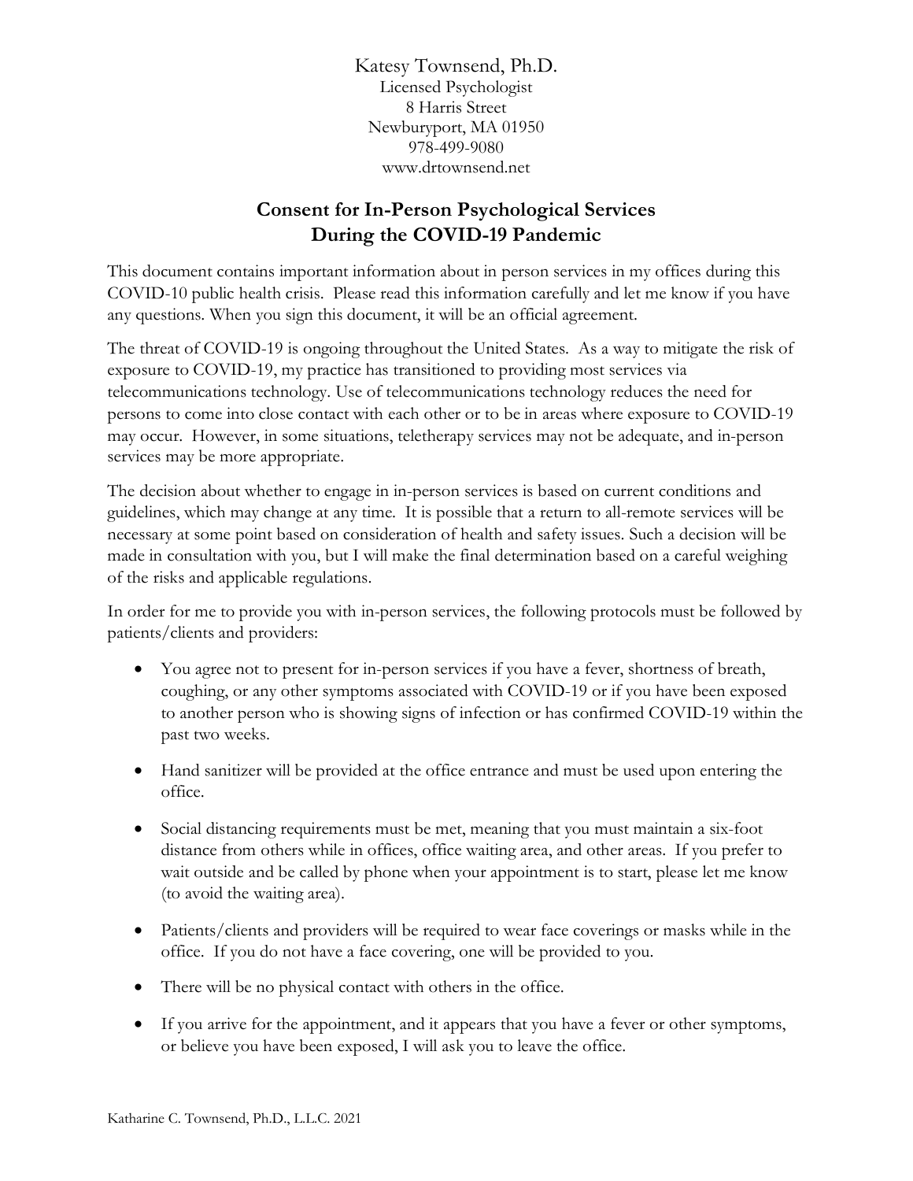Katesy Townsend, Ph.D.
Licensed Psychologist
8 Harris Street
Newburyport, MA 01950
978-499-9080
www.drtownsend.net

## Consent for In-Person Psychological Services During the COVID-19 Pandemic

This document contains important information about in person services in my offices during this COVID-10 public health crisis. Please read this information carefully and let me know if you have any questions. When you sign this document, it will be an official agreement.

The threat of COVID-19 is ongoing throughout the United States. As a way to mitigate the risk of exposure to COVID-19, my practice has transitioned to providing most services via telecommunications technology. Use of telecommunications technology reduces the need for persons to come into close contact with each other or to be in areas where exposure to COVID-19 may occur. However, in some situations, teletherapy services may not be adequate, and in-person services may be more appropriate.

The decision about whether to engage in in-person services is based on current conditions and guidelines, which may change at any time. It is possible that a return to all-remote services will be necessary at some point based on consideration of health and safety issues. Such a decision will be made in consultation with you, but I will make the final determination based on a careful weighing of the risks and applicable regulations.

In order for me to provide you with in-person services, the following protocols must be followed by patients/clients and providers:

- You agree not to present for in-person services if you have a fever, shortness of breath, coughing, or any other symptoms associated with COVID-19 or if you have been exposed to another person who is showing signs of infection or has confirmed COVID-19 within the past two weeks.
- Hand sanitizer will be provided at the office entrance and must be used upon entering the office.
- Social distancing requirements must be met, meaning that you must maintain a six-foot distance from others while in offices, office waiting area, and other areas. If you prefer to wait outside and be called by phone when your appointment is to start, please let me know (to avoid the waiting area).
- Patients/clients and providers will be required to wear face coverings or masks while in the office. If you do not have a face covering, one will be provided to you.
- There will be no physical contact with others in the office.
- If you arrive for the appointment, and it appears that you have a fever or other symptoms, or believe you have been exposed, I will ask you to leave the office.

Katharine C. Townsend, Ph.D., L.L.C. 2021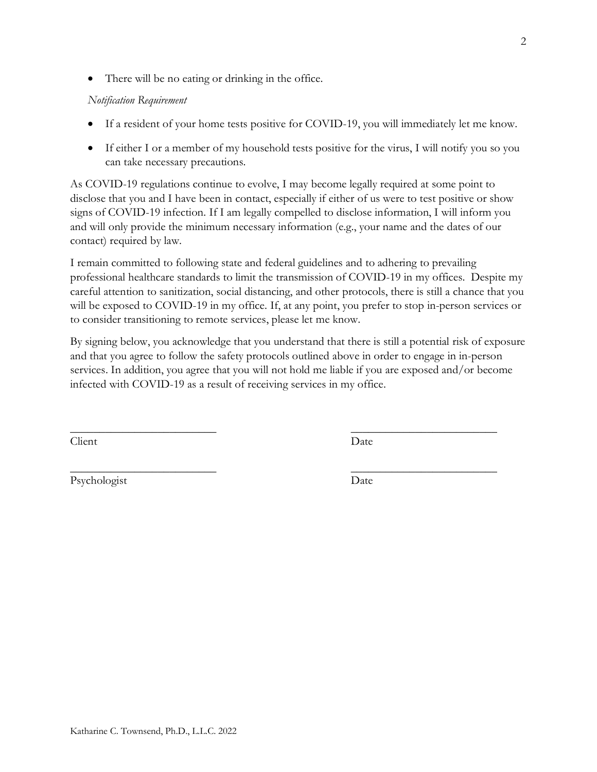- There will be no eating or drinking in the office.

*Notification Requirement*

- If a resident of your home tests positive for COVID-19, you will immediately let me know.
- If either I or a member of my household tests positive for the virus, I will notify you so you can take necessary precautions.

As COVID-19 regulations continue to evolve, I may become legally required at some point to disclose that you and I have been in contact, especially if either of us were to test positive or show signs of COVID-19 infection. If I am legally compelled to disclose information, I will inform you and will only provide the minimum necessary information (e.g., your name and the dates of our contact) required by law.

I remain committed to following state and federal guidelines and to adhering to prevailing professional healthcare standards to limit the transmission of COVID-19 in my offices. Despite my careful attention to sanitization, social distancing, and other protocols, there is still a chance that you will be exposed to COVID-19 in my office. If, at any point, you prefer to stop in-person services or to consider transitioning to remote services, please let me know.

By signing below, you acknowledge that you understand that there is still a potential risk of exposure and that you agree to follow the safety protocols outlined above in order to engage in in-person services. In addition, you agree that you will not hold me liable if you are exposed and/or become infected with COVID-19 as a result of receiving services in my office.

_________________________ _________________________
Client Date

_________________________ _________________________
Psychologist Date

Katharine C. Townsend, Ph.D., L.L.C. 2022